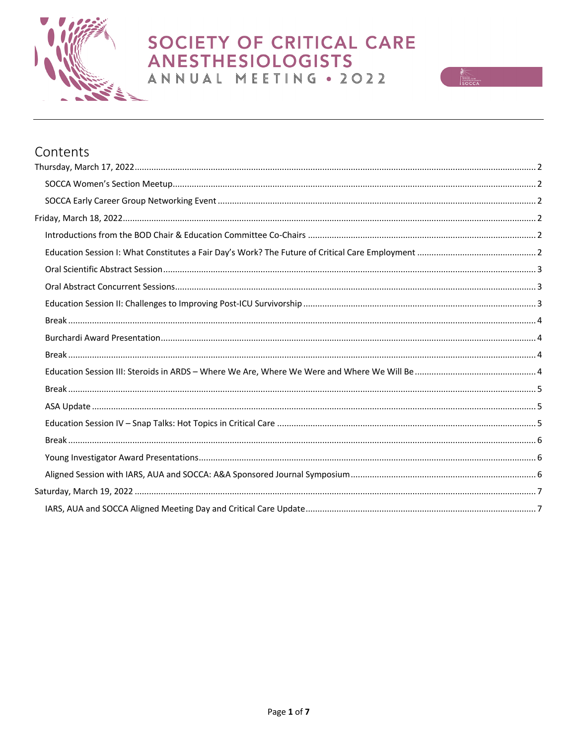# SOCIETY OF CRITICAL CARE ANESTHESIOLOGISTS

ANNUAL MEETING • 2022

## Contents

Thursday, March 17, 2022 ..... 2

- SOCCA Women's Section Meetup ..... 2
- SOCCA Early Career Group Networking Event ..... 2

Friday, March 18, 2022 ..... 2

- Introductions from the BOD Chair & Education Committee Co-Chairs ..... 2
- Education Session I: What Constitutes a Fair Day's Work? The Future of Critical Care Employment ..... 2
- Oral Scientific Abstract Session ..... 3
- Oral Abstract Concurrent Sessions ..... 3
- Education Session II: Challenges to Improving Post-ICU Survivorship ..... 3
- Break ..... 4
- Burchardi Award Presentation ..... 4
- Break ..... 4
- Education Session III: Steroids in ARDS – Where We Are, Where We Were and Where We Will Be ..... 4
- Break ..... 5
- ASA Update ..... 5
- Education Session IV – Snap Talks: Hot Topics in Critical Care ..... 5
- Break ..... 6
- Young Investigator Award Presentations ..... 6
- Aligned Session with IARS, AUA and SOCCA: A&A Sponsored Journal Symposium ..... 6

Saturday, March 19, 2022 ..... 7

- IARS, AUA and SOCCA Aligned Meeting Day and Critical Care Update ..... 7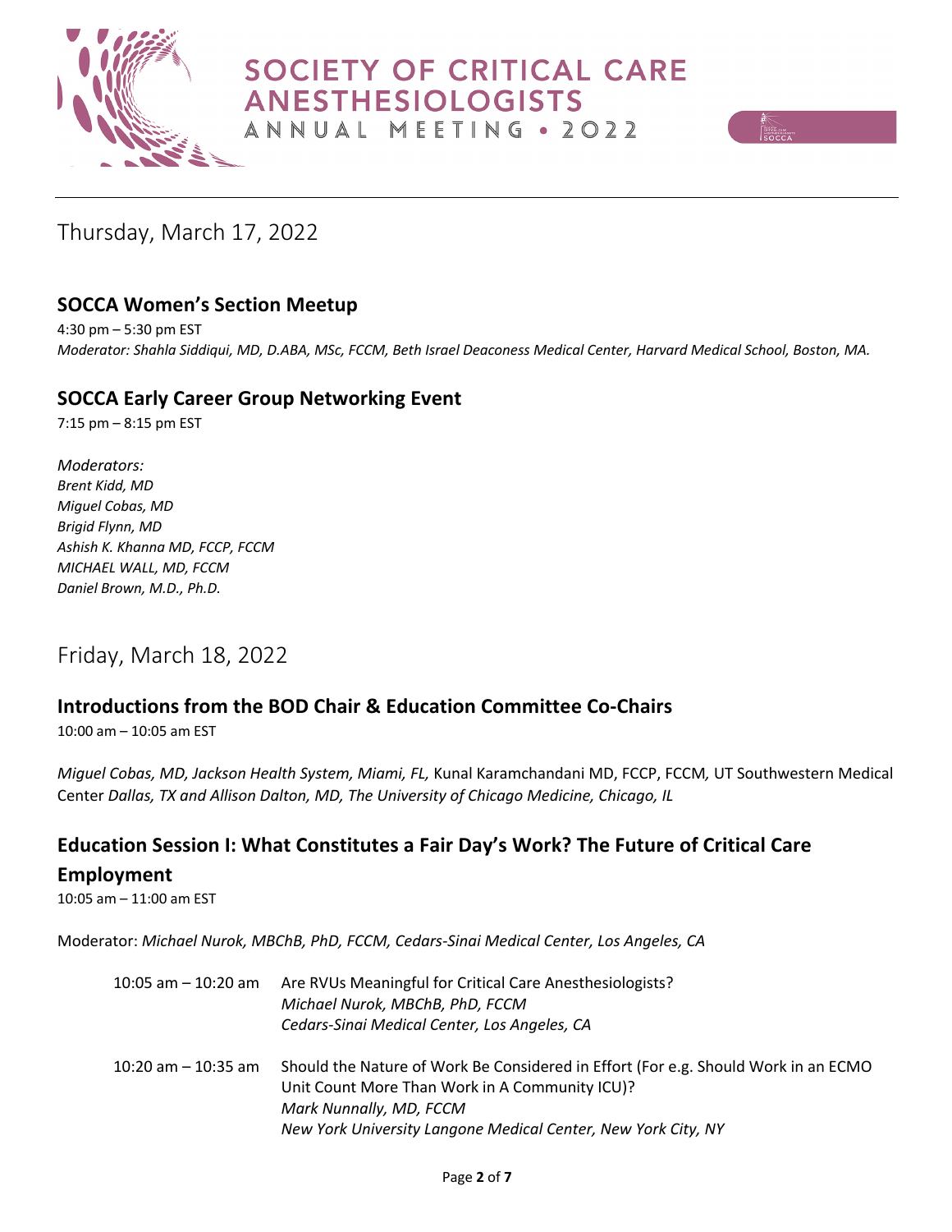## Thursday, March 17, 2022

### SOCCA Women's Section Meetup

4:30 pm – 5:30 pm EST

*Moderator: Shahla Siddiqui, MD, D.ABA, MSc, FCCM, Beth Israel Deaconess Medical Center, Harvard Medical School, Boston, MA.*

### SOCCA Early Career Group Networking Event

7:15 pm – 8:15 pm EST

*Moderators:*
*Brent Kidd, MD*
*Miguel Cobas, MD*
*Brigid Flynn, MD*
*Ashish K. Khanna MD, FCCP, FCCM*
*MICHAEL WALL, MD, FCCM*
*Daniel Brown, M.D., Ph.D.*

## Friday, March 18, 2022

### Introductions from the BOD Chair & Education Committee Co-Chairs

10:00 am – 10:05 am EST

*Miguel Cobas, MD, Jackson Health System, Miami, FL,* Kunal Karamchandani MD, FCCP, FCCM*,* UT Southwestern Medical Center *Dallas, TX and Allison Dalton, MD, The University of Chicago Medicine, Chicago, IL*

### Education Session I: What Constitutes a Fair Day's Work? The Future of Critical Care Employment

10:05 am – 11:00 am EST

Moderator: *Michael Nurok, MBChB, PhD, FCCM, Cedars-Sinai Medical Center, Los Angeles, CA*

10:05 am – 10:20 am
Are RVUs Meaningful for Critical Care Anesthesiologists?
*Michael Nurok, MBChB, PhD, FCCM*
*Cedars-Sinai Medical Center, Los Angeles, CA*

10:20 am – 10:35 am
Should the Nature of Work Be Considered in Effort (For e.g. Should Work in an ECMO Unit Count More Than Work in A Community ICU)?
*Mark Nunnally, MD, FCCM*
*New York University Langone Medical Center, New York City, NY*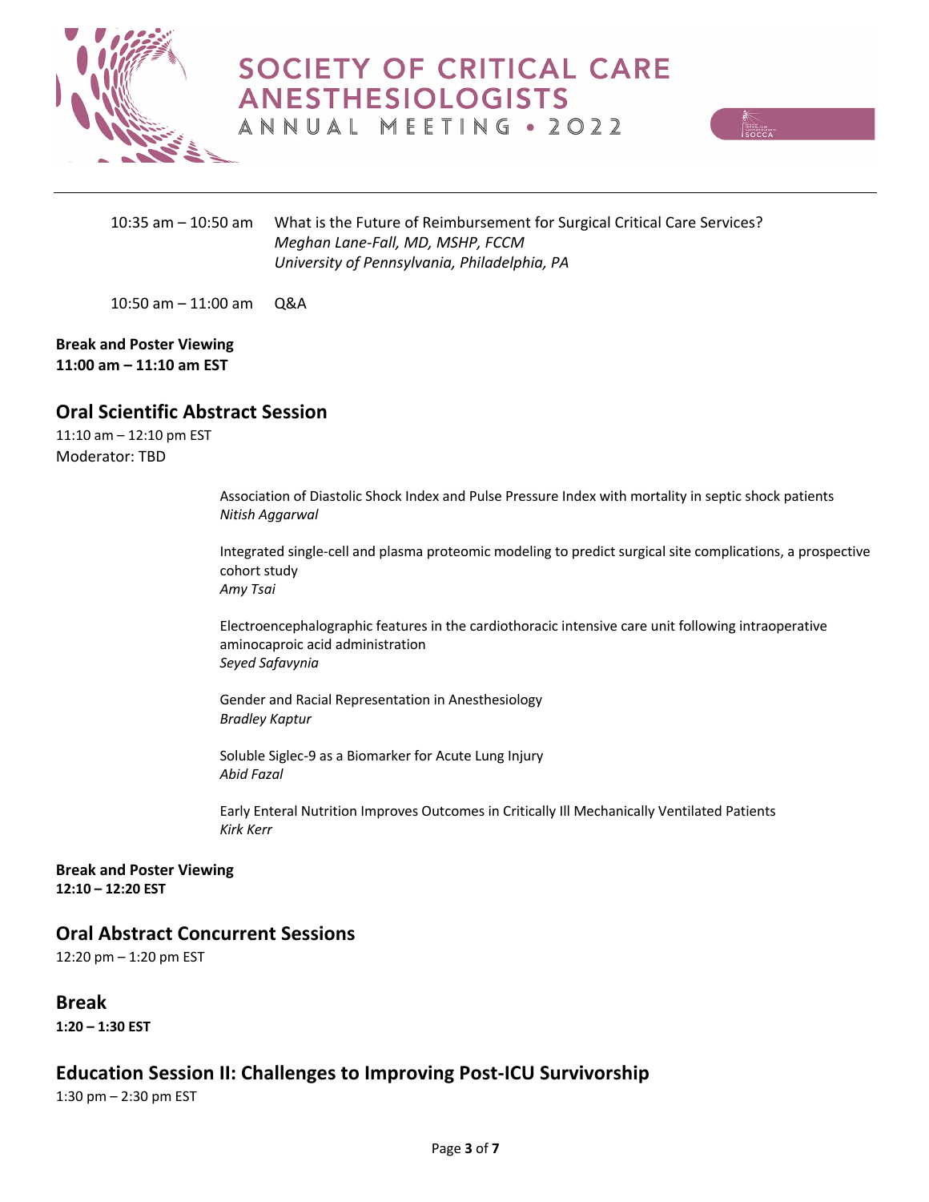10:35 am – 10:50 am What is the Future of Reimbursement for Surgical Critical Care Services?
*Meghan Lane-Fall, MD, MSHP, FCCM*
*University of Pennsylvania, Philadelphia, PA*

10:50 am – 11:00 am Q&A

**Break and Poster Viewing**
**11:00 am – 11:10 am EST**

## Oral Scientific Abstract Session

11:10 am – 12:10 pm EST
Moderator: TBD

Association of Diastolic Shock Index and Pulse Pressure Index with mortality in septic shock patients
*Nitish Aggarwal*

Integrated single-cell and plasma proteomic modeling to predict surgical site complications, a prospective cohort study
*Amy Tsai*

Electroencephalographic features in the cardiothoracic intensive care unit following intraoperative aminocaproic acid administration
*Seyed Safavynia*

Gender and Racial Representation in Anesthesiology
*Bradley Kaptur*

Soluble Siglec-9 as a Biomarker for Acute Lung Injury
*Abid Fazal*

Early Enteral Nutrition Improves Outcomes in Critically Ill Mechanically Ventilated Patients
*Kirk Kerr*

**Break and Poster Viewing**
**12:10 – 12:20 EST**

## Oral Abstract Concurrent Sessions

12:20 pm – 1:20 pm EST

## Break

**1:20 – 1:30 EST**

## Education Session II: Challenges to Improving Post-ICU Survivorship

1:30 pm – 2:30 pm EST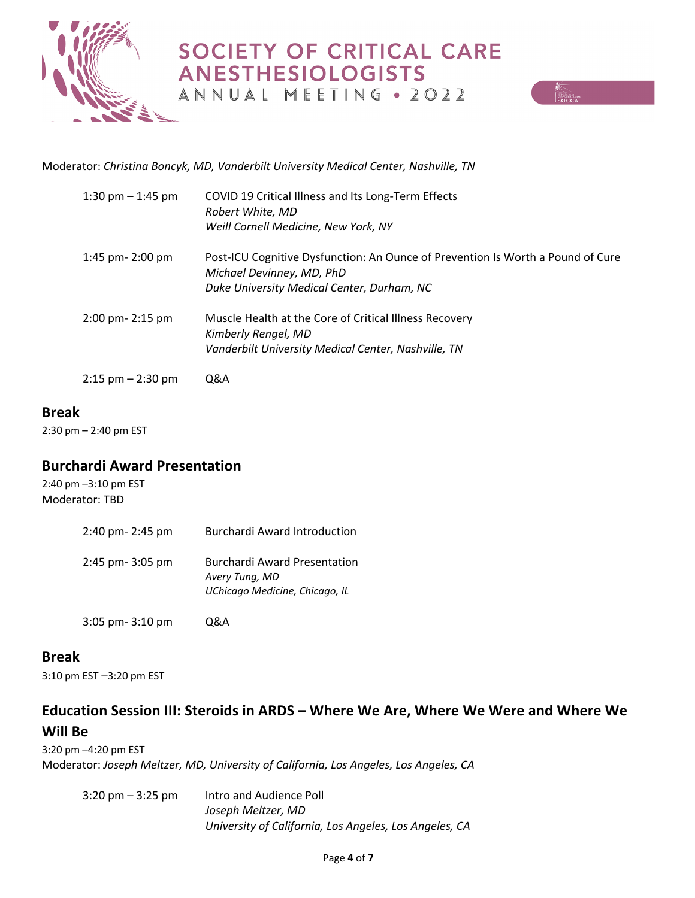Moderator: *Christina Boncyk, MD, Vanderbilt University Medical Center, Nashville, TN*

| | |
|---|---|
| 1:30 pm – 1:45 pm | COVID 19 Critical Illness and Its Long-Term Effects<br>*Robert White, MD*<br>*Weill Cornell Medicine, New York, NY* |
| 1:45 pm- 2:00 pm | Post-ICU Cognitive Dysfunction: An Ounce of Prevention Is Worth a Pound of Cure<br>*Michael Devinney, MD, PhD*<br>*Duke University Medical Center, Durham, NC* |
| 2:00 pm- 2:15 pm | Muscle Health at the Core of Critical Illness Recovery<br>*Kimberly Rengel, MD*<br>*Vanderbilt University Medical Center, Nashville, TN* |
| 2:15 pm – 2:30 pm | Q&A |

## Break

2:30 pm – 2:40 pm EST

## Burchardi Award Presentation

2:40 pm –3:10 pm EST
Moderator: TBD

| | |
|---|---|
| 2:40 pm- 2:45 pm | Burchardi Award Introduction |
| 2:45 pm- 3:05 pm | Burchardi Award Presentation<br>*Avery Tung, MD*<br>*UChicago Medicine, Chicago, IL* |
| 3:05 pm- 3:10 pm | Q&A |

## Break

3:10 pm EST –3:20 pm EST

## Education Session III: Steroids in ARDS – Where We Are, Where We Were and Where We Will Be

3:20 pm –4:20 pm EST
Moderator: *Joseph Meltzer, MD, University of California, Los Angeles, Los Angeles, CA*

| | |
|---|---|
| 3:20 pm – 3:25 pm | Intro and Audience Poll<br>*Joseph Meltzer, MD*<br>*University of California, Los Angeles, Los Angeles, CA* |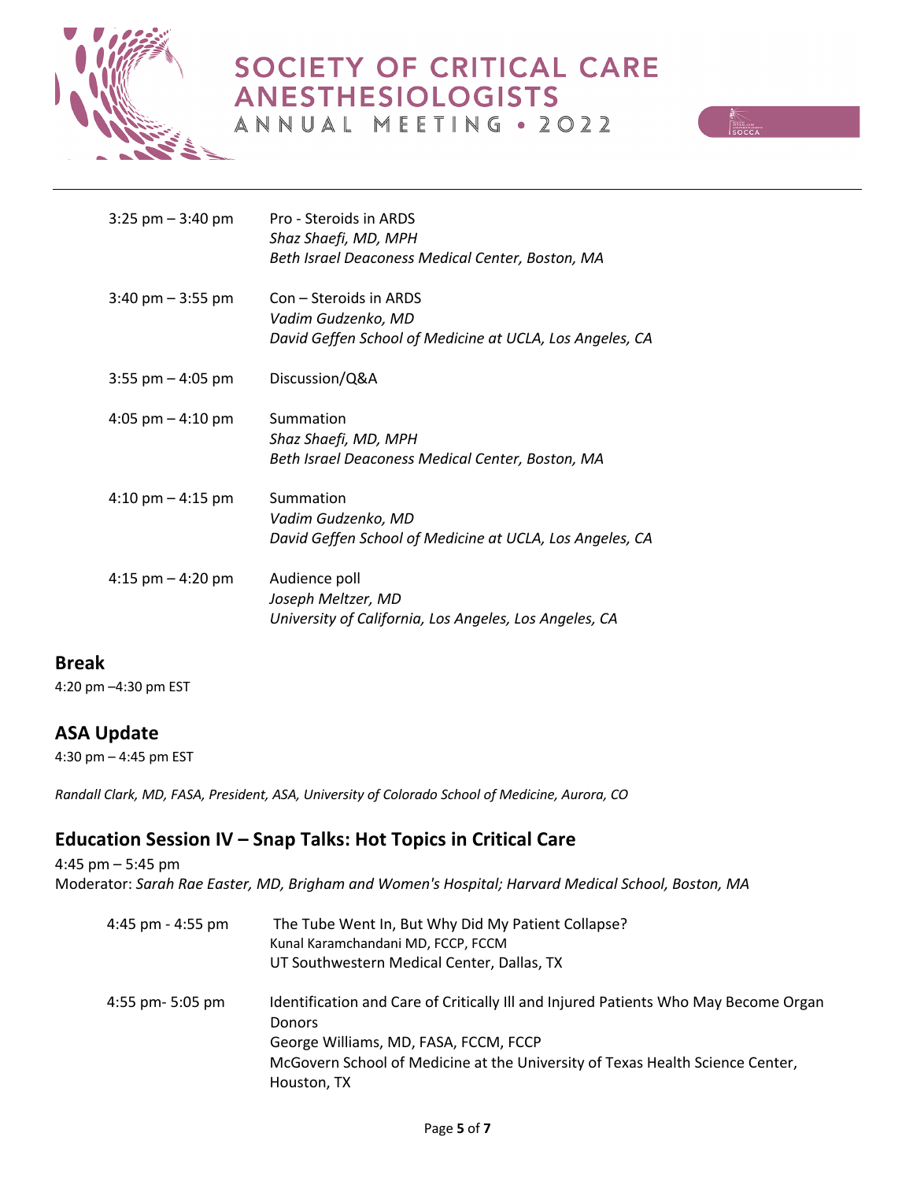3:25 pm – 3:40 pm Pro - Steroids in ARDS
*Shaz Shaefi, MD, MPH*
*Beth Israel Deaconess Medical Center, Boston, MA*

3:40 pm – 3:55 pm Con – Steroids in ARDS
*Vadim Gudzenko, MD*
*David Geffen School of Medicine at UCLA, Los Angeles, CA*

3:55 pm – 4:05 pm Discussion/Q&A

4:05 pm – 4:10 pm Summation
*Shaz Shaefi, MD, MPH*
*Beth Israel Deaconess Medical Center, Boston, MA*

4:10 pm – 4:15 pm Summation
*Vadim Gudzenko, MD*
*David Geffen School of Medicine at UCLA, Los Angeles, CA*

4:15 pm – 4:20 pm Audience poll
*Joseph Meltzer, MD*
*University of California, Los Angeles, Los Angeles, CA*

## Break

4:20 pm –4:30 pm EST

## ASA Update

4:30 pm – 4:45 pm EST

*Randall Clark, MD, FASA, President, ASA, University of Colorado School of Medicine, Aurora, CO*

## Education Session IV – Snap Talks: Hot Topics in Critical Care

4:45 pm – 5:45 pm
Moderator: *Sarah Rae Easter, MD, Brigham and Women's Hospital; Harvard Medical School, Boston, MA*

4:45 pm - 4:55 pm The Tube Went In, But Why Did My Patient Collapse?
Kunal Karamchandani MD, FCCP, FCCM
UT Southwestern Medical Center, Dallas, TX

4:55 pm- 5:05 pm Identification and Care of Critically Ill and Injured Patients Who May Become Organ Donors
George Williams, MD, FASA, FCCM, FCCP
McGovern School of Medicine at the University of Texas Health Science Center, Houston, TX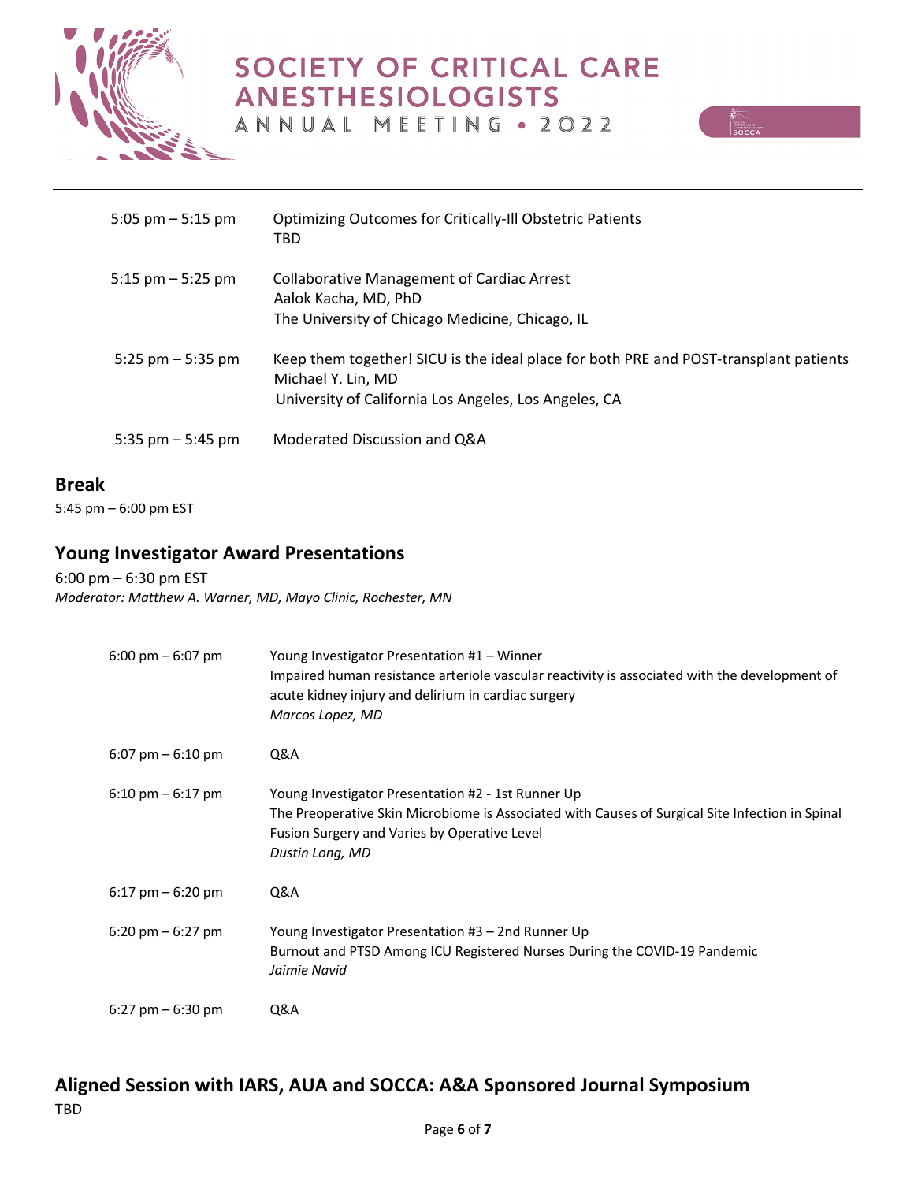| | |
|---|---|
| 5:05 pm – 5:15 pm | Optimizing Outcomes for Critically-Ill Obstetric Patients<br>TBD |
| 5:15 pm – 5:25 pm | Collaborative Management of Cardiac Arrest<br>Aalok Kacha, MD, PhD<br>The University of Chicago Medicine, Chicago, IL |
| 5:25 pm – 5:35 pm | Keep them together! SICU is the ideal place for both PRE and POST-transplant patients<br>Michael Y. Lin, MD<br>University of California Los Angeles, Los Angeles, CA |
| 5:35 pm – 5:45 pm | Moderated Discussion and Q&A |

## Break

5:45 pm – 6:00 pm EST

## Young Investigator Award Presentations

6:00 pm – 6:30 pm EST
*Moderator: Matthew A. Warner, MD, Mayo Clinic, Rochester, MN*

| | |
|---|---|
| 6:00 pm – 6:07 pm | Young Investigator Presentation #1 – Winner<br>Impaired human resistance arteriole vascular reactivity is associated with the development of acute kidney injury and delirium in cardiac surgery<br>*Marcos Lopez, MD* |
| 6:07 pm – 6:10 pm | Q&A |
| 6:10 pm – 6:17 pm | Young Investigator Presentation #2 - 1st Runner Up<br>The Preoperative Skin Microbiome is Associated with Causes of Surgical Site Infection in Spinal Fusion Surgery and Varies by Operative Level<br>*Dustin Long, MD* |
| 6:17 pm – 6:20 pm | Q&A |
| 6:20 pm – 6:27 pm | Young Investigator Presentation #3 – 2nd Runner Up<br>Burnout and PTSD Among ICU Registered Nurses During the COVID-19 Pandemic<br>*Jaimie Navid* |
| 6:27 pm – 6:30 pm | Q&A |

## Aligned Session with IARS, AUA and SOCCA: A&A Sponsored Journal Symposium

TBD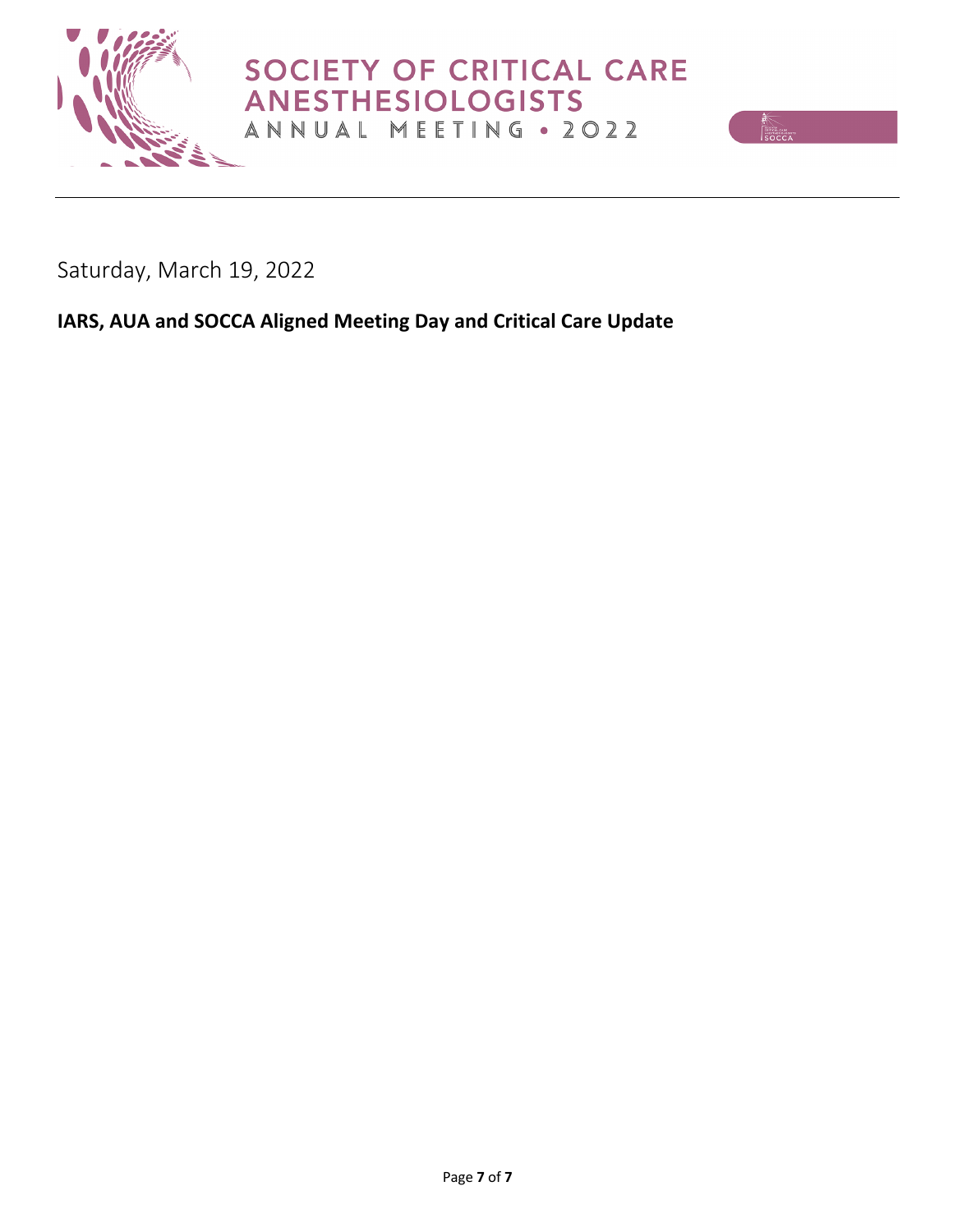Saturday, March 19, 2022

**IARS, AUA and SOCCA Aligned Meeting Day and Critical Care Update**